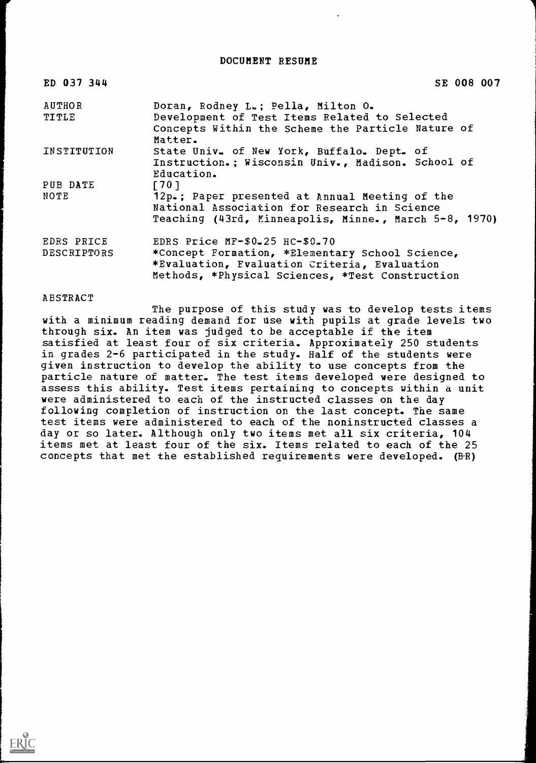# DOCUMENT RESUME

ED 037 344 SE 008 007

| | |
|---|---|
| AUTHOR | Doran, Rodney L.; Pella, Milton O. |
| TITLE | Development of Test Items Related to Selected Concepts Within the Scheme the Particle Nature of Matter. |
| INSTITUTION | State Univ. of New York, Buffalo. Dept. of Instruction.; Wisconsin Univ., Madison. School of Education. |
| PUB DATE | [70] |
| NOTE | 12p.; Paper presented at Annual Meeting of the National Association for Research in Science Teaching (43rd, Minneapolis, Minne., March 5-8, 1970) |
| EDRS PRICE | EDRS Price MF-$0.25 HC-$0.70 |
| DESCRIPTORS | *Concept Formation, *Elementary School Science, *Evaluation, Evaluation Criteria, Evaluation Methods, *Physical Sciences, *Test Construction |

ABSTRACT

The purpose of this study was to develop tests items with a minimum reading demand for use with pupils at grade levels two through six. An item was judged to be acceptable if the item satisfied at least four of six criteria. Approximately 250 students in grades 2-6 participated in the study. Half of the students were given instruction to develop the ability to use concepts from the particle nature of matter. The test items developed were designed to assess this ability. Test items pertaining to concepts within a unit were administered to each of the instructed classes on the day following completion of instruction on the last concept. The same test items were administered to each of the noninstructed classes a day or so later. Although only two items met all six criteria, 104 items met at least four of the six. Items related to each of the 25 concepts that met the established requirements were developed. (BR)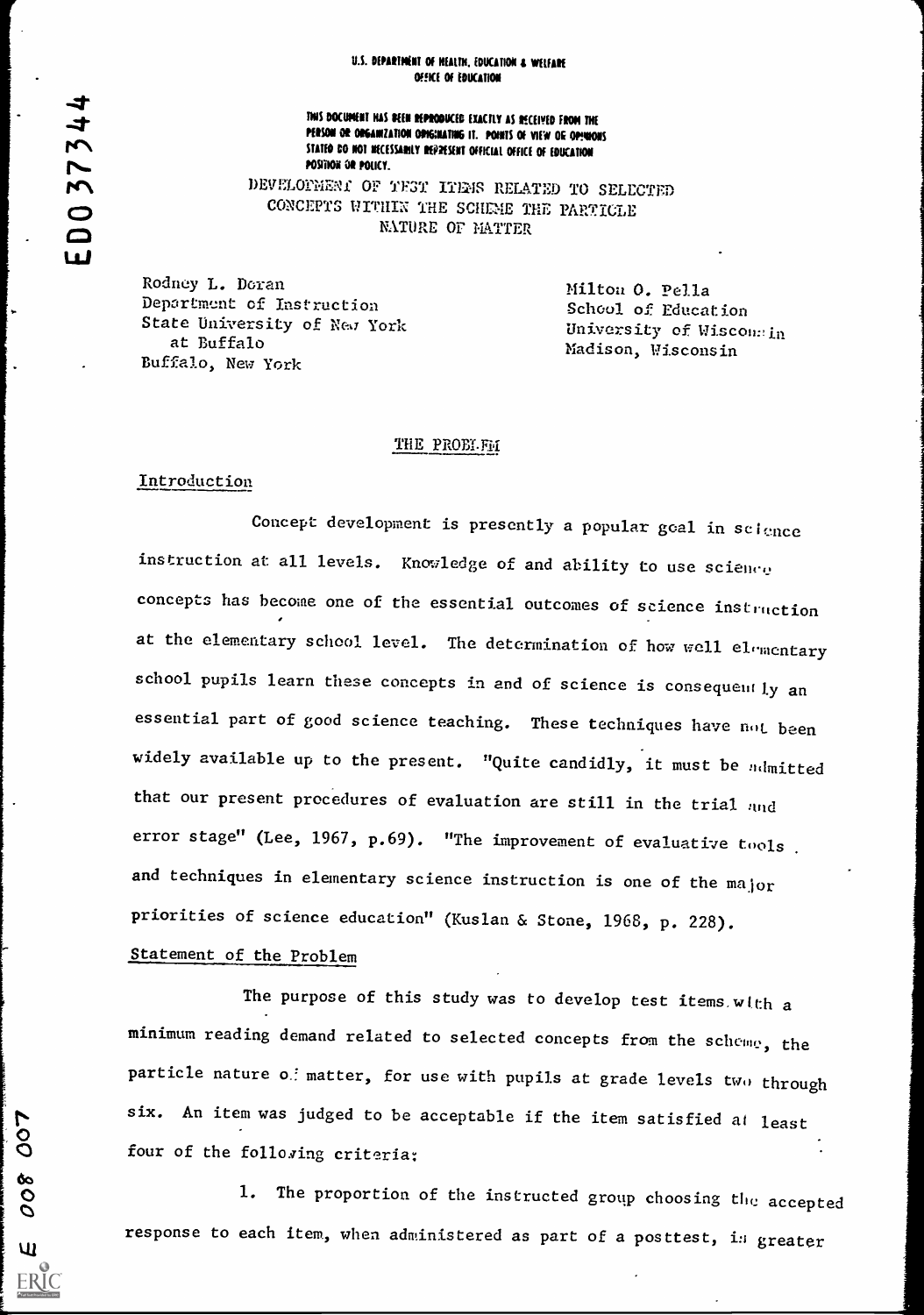U.S. DEPARTMENT OF HEALTH, EDUCATION & WELFARE
OFFICE OF EDUCATION

THIS DOCUMENT HAS BEEN REPRODUCED EXACTLY AS RECEIVED FROM THE PERSON OR ORGANIZATION ORIGINATING IT. POINTS OF VIEW OR OPINIONS STATED DO NOT NECESSARILY REPRESENT OFFICIAL OFFICE OF EDUCATION POSITION OR POLICY.

# DEVELOPMENT OF TEST ITEMS RELATED TO SELECTED CONCEPTS WITHIN THE SCHEME THE PARTICLE NATURE OF MATTER

Rodney L. Doran
Department of Instruction
State University of New York at Buffalo
Buffalo, New York

Milton O. Pella
School of Education
University of Wisconsin
Madison, Wisconsin

## THE PROBLEM

### Introduction

Concept development is presently a popular goal in science instruction at all levels. Knowledge of and ability to use science concepts has become one of the essential outcomes of science instruction at the elementary school level. The determination of how well elementary school pupils learn these concepts in and of science is consequently an essential part of good science teaching. These techniques have not been widely available up to the present. "Quite candidly, it must be admitted that our present procedures of evaluation are still in the trial and error stage" (Lee, 1967, p.69). "The improvement of evaluative tools and techniques in elementary science instruction is one of the major priorities of science education" (Kuslan & Stone, 1968, p. 228).

### Statement of the Problem

The purpose of this study was to develop test items with a minimum reading demand related to selected concepts from the scheme, the particle nature of matter, for use with pupils at grade levels two through six. An item was judged to be acceptable if the item satisfied at least four of the following criteria:

1. The proportion of the instructed group choosing the accepted response to each item, when administered as part of a posttest, is greater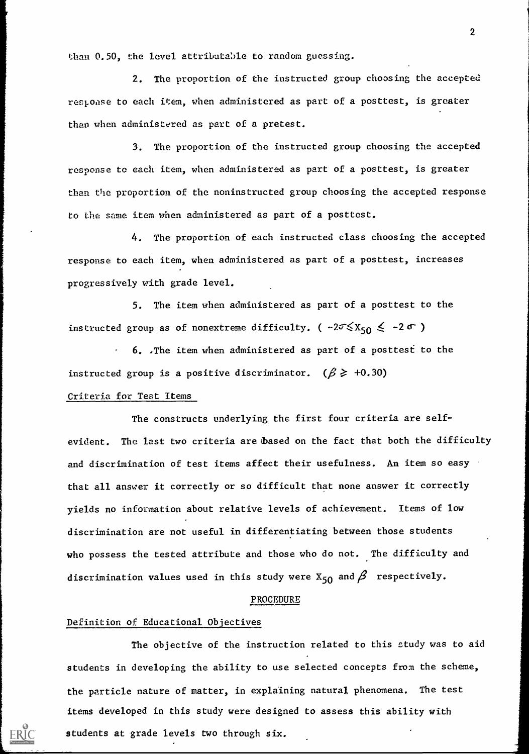than 0.50, the level attributable to random guessing.

2. The proportion of the instructed group choosing the accepted response to each item, when administered as part of a posttest, is greater than when administered as part of a pretest.

3. The proportion of the instructed group choosing the accepted response to each item, when administered as part of a posttest, is greater than the proportion of the noninstructed group choosing the accepted response to the same item when administered as part of a posttest.

4. The proportion of each instructed class choosing the accepted response to each item, when administered as part of a posttest, increases progressively with grade level.

5. The item when administered as part of a posttest to the instructed group as of nonextreme difficulty. ( $-2\sigma \leq X_{50} \leq -2\sigma$ )

6. The item when administered as part of a posttest to the instructed group is a positive discriminator. ( $\beta \geq +0.30$ )

### Criteria for Test Items

The constructs underlying the first four criteria are self-evident. The last two criteria are based on the fact that both the difficulty and discrimination of test items affect their usefulness. An item so easy that all answer it correctly or so difficult that none answer it correctly yields no information about relative levels of achievement. Items of low discrimination are not useful in differentiating between those students who possess the tested attribute and those who do not. The difficulty and discrimination values used in this study were $X_{50}$ and $\beta$ respectively.

## PROCEDURE

### Definition of Educational Objectives

The objective of the instruction related to this study was to aid students in developing the ability to use selected concepts from the scheme, the particle nature of matter, in explaining natural phenomena. The test items developed in this study were designed to assess this ability with students at grade levels two through six.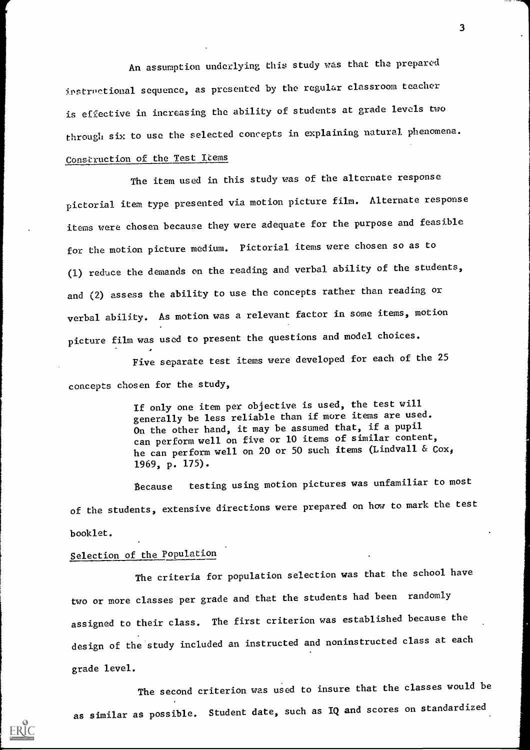An assumption underlying this study was that the prepared instructional sequence, as presented by the regular classroom teacher is effective in increasing the ability of students at grade levels two through six to use the selected concepts in explaining natural phenomena.

## Construction of the Test Items

The item used in this study was of the alternate response pictorial item type presented via motion picture film. Alternate response items were chosen because they were adequate for the purpose and feasible for the motion picture medium. Pictorial items were chosen so as to (1) reduce the demands on the reading and verbal ability of the students, and (2) assess the ability to use the concepts rather than reading or verbal ability. As motion was a relevant factor in some items, motion picture film was used to present the questions and model choices.

Five separate test items were developed for each of the 25 concepts chosen for the study,

> If only one item per objective is used, the test will generally be less reliable than if more items are used. On the other hand, it may be assumed that, if a pupil can perform well on five or 10 items of similar content, he can perform well on 20 or 50 such items (Lindvall & Cox, 1969, p. 175).

Because testing using motion pictures was unfamiliar to most of the students, extensive directions were prepared on how to mark the test booklet.

## Selection of the Population

The criteria for population selection was that the school have two or more classes per grade and that the students had been randomly assigned to their class. The first criterion was established because the design of the study included an instructed and noninstructed class at each grade level.

The second criterion was used to insure that the classes would be as similar as possible. Student date, such as IQ and scores on standardized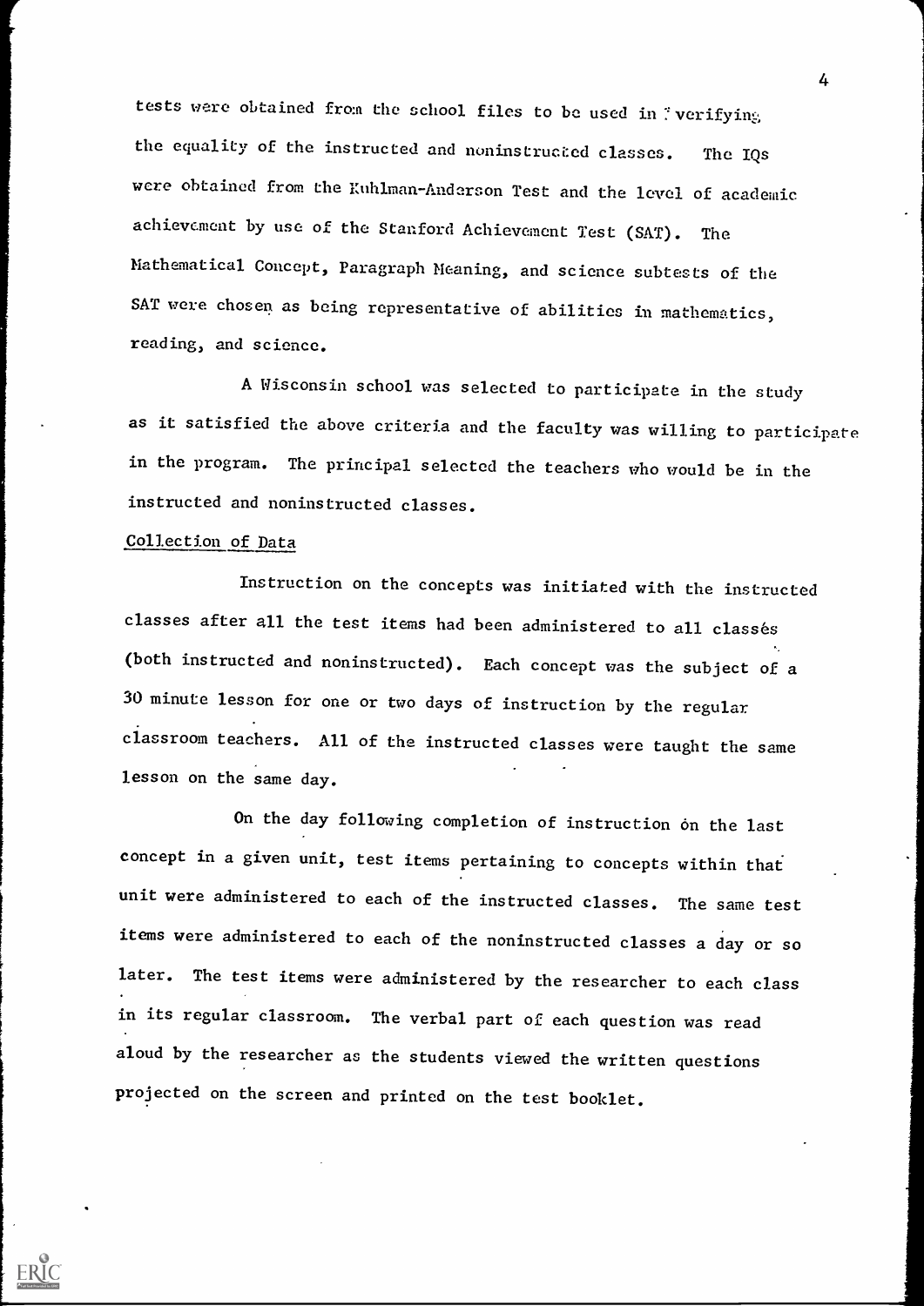tests were obtained from the school files to be used in verifying the equality of the instructed and noninstructed classes. The IQs were obtained from the Kuhlman-Anderson Test and the level of academic achievement by use of the Stanford Achievement Test (SAT). The Mathematical Concept, Paragraph Meaning, and science subtests of the SAT were chosen as being representative of abilities in mathematics, reading, and science.

A Wisconsin school was selected to participate in the study as it satisfied the above criteria and the faculty was willing to participate in the program. The principal selected the teachers who would be in the instructed and noninstructed classes.

## Collection of Data

Instruction on the concepts was initiated with the instructed classes after all the test items had been administered to all classes (both instructed and noninstructed). Each concept was the subject of a 30 minute lesson for one or two days of instruction by the regular classroom teachers. All of the instructed classes were taught the same lesson on the same day.

On the day following completion of instruction on the last concept in a given unit, test items pertaining to concepts within that unit were administered to each of the instructed classes. The same test items were administered to each of the noninstructed classes a day or so later. The test items were administered by the researcher to each class in its regular classroom. The verbal part of each question was read aloud by the researcher as the students viewed the written questions projected on the screen and printed on the test booklet.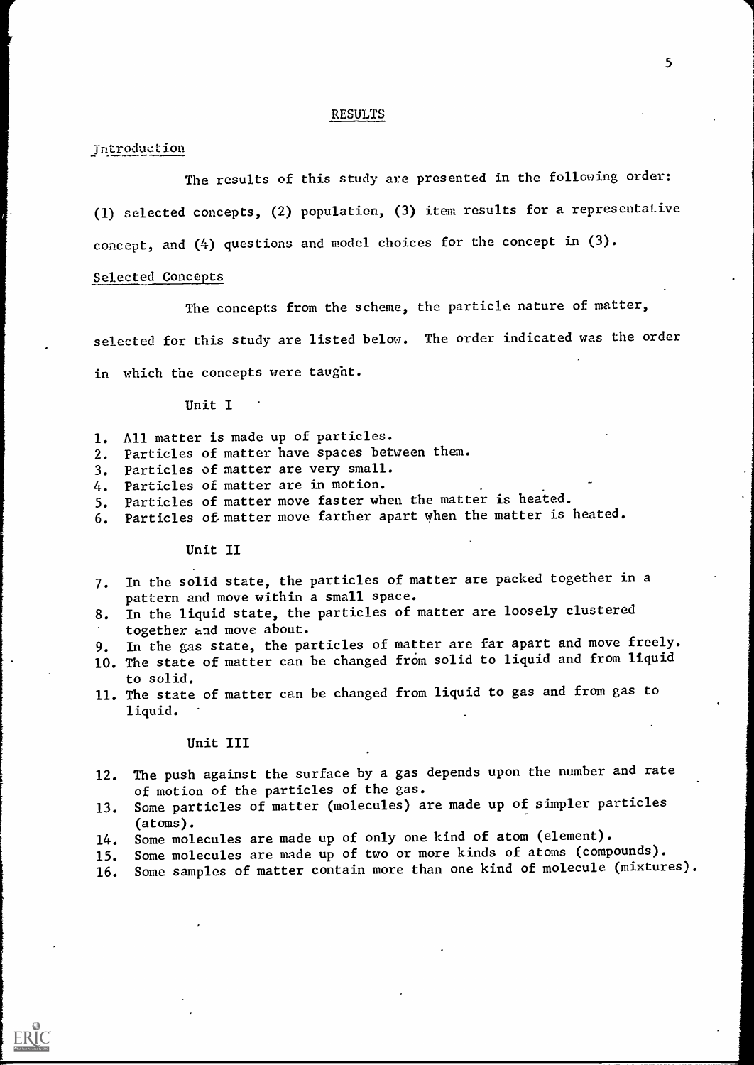# RESULTS

## Introduction

The results of this study are presented in the following order: (1) selected concepts, (2) population, (3) item results for a representative concept, and (4) questions and model choices for the concept in (3).

## Selected Concepts

The concepts from the scheme, the particle nature of matter, selected for this study are listed below. The order indicated was the order in which the concepts were taught.

### Unit I

1. All matter is made up of particles.
2. Particles of matter have spaces between them.
3. Particles of matter are very small.
4. Particles of matter are in motion.
5. Particles of matter move faster when the matter is heated.
6. Particles of matter move farther apart when the matter is heated.

### Unit II

7. In the solid state, the particles of matter are packed together in a pattern and move within a small space.
8. In the liquid state, the particles of matter are loosely clustered together and move about.
9. In the gas state, the particles of matter are far apart and move freely.
10. The state of matter can be changed from solid to liquid and from liquid to solid.
11. The state of matter can be changed from liquid to gas and from gas to liquid.

### Unit III

12. The push against the surface by a gas depends upon the number and rate of motion of the particles of the gas.
13. Some particles of matter (molecules) are made up of simpler particles (atoms).
14. Some molecules are made up of only one kind of atom (element).
15. Some molecules are made up of two or more kinds of atoms (compounds).
16. Some samples of matter contain more than one kind of molecule (mixtures).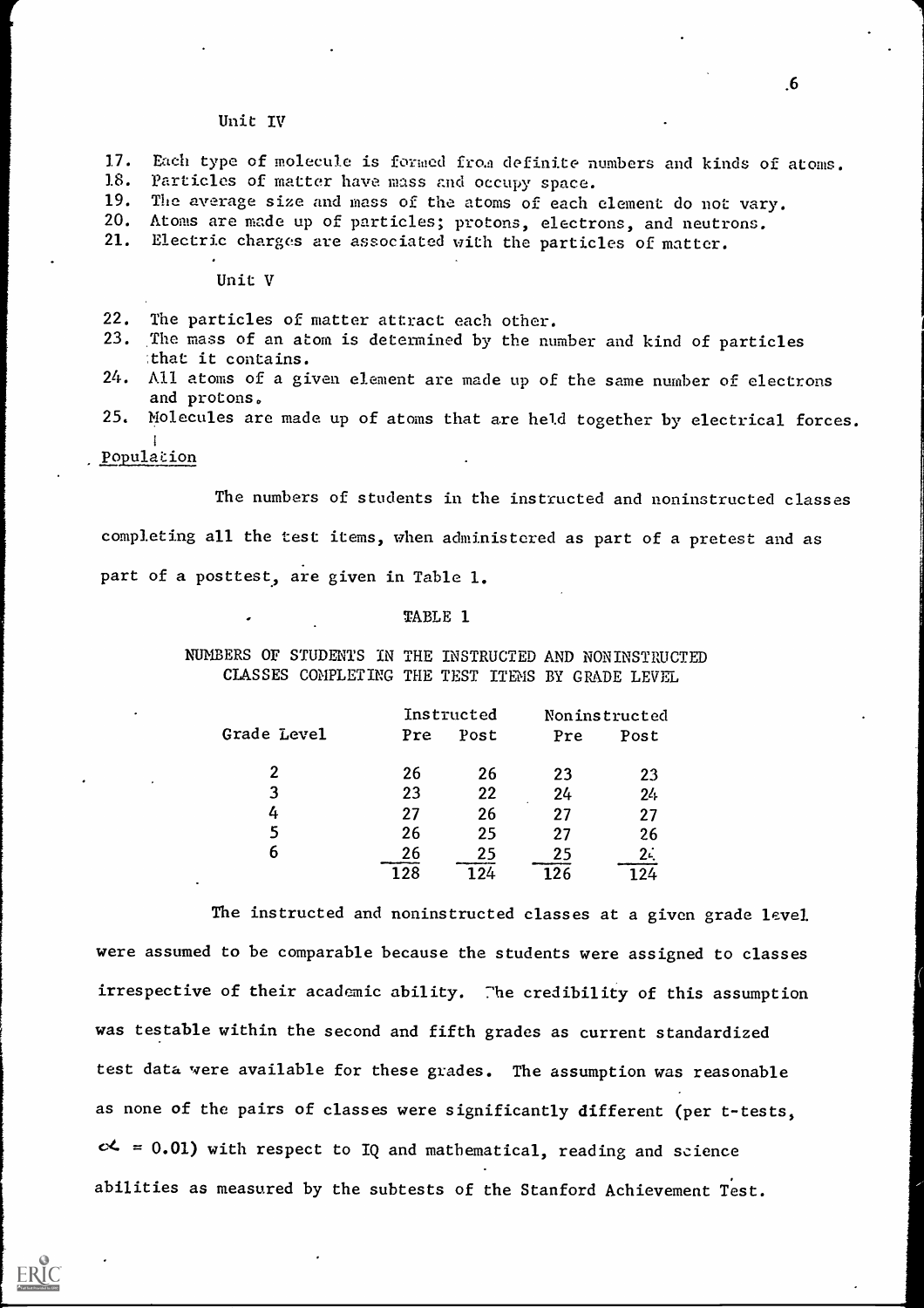Unit IV

17. Each type of molecule is formed from definite numbers and kinds of atoms.
18. Particles of matter have mass and occupy space.
19. The average size and mass of the atoms of each element do not vary.
20. Atoms are made up of particles; protons, electrons, and neutrons.
21. Electric charges are associated with the particles of matter.

Unit V

22. The particles of matter attract each other.
23. The mass of an atom is determined by the number and kind of particles that it contains.
24. All atoms of a given element are made up of the same number of electrons and protons.
25. Molecules are made up of atoms that are held together by electrical forces.

## Population

The numbers of students in the instructed and noninstructed classes completing all the test items, when administered as part of a pretest and as part of a posttest, are given in Table 1.

TABLE 1

NUMBERS OF STUDENTS IN THE INSTRUCTED AND NONINSTRUCTED CLASSES COMPLETING THE TEST ITEMS BY GRADE LEVEL

| Grade Level | Instructed | | Noninstructed | |
|---|---|---|---|---|
| | Pre | Post | Pre | Post |
| 2 | 26 | 26 | 23 | 23 |
| 3 | 23 | 22 | 24 | 24 |
| 4 | 27 | 26 | 27 | 27 |
| 5 | 26 | 25 | 27 | 26 |
| 6 | 26 | 25 | 25 | 24 |
| | 128 | 124 | 126 | 124 |

The instructed and noninstructed classes at a given grade level were assumed to be comparable because the students were assigned to classes irrespective of their academic ability. The credibility of this assumption was testable within the second and fifth grades as current standardized test data were available for these grades. The assumption was reasonable as none of the pairs of classes were significantly different (per t-tests, $\alpha = 0.01$) with respect to IQ and mathematical, reading and science abilities as measured by the subtests of the Stanford Achievement Test.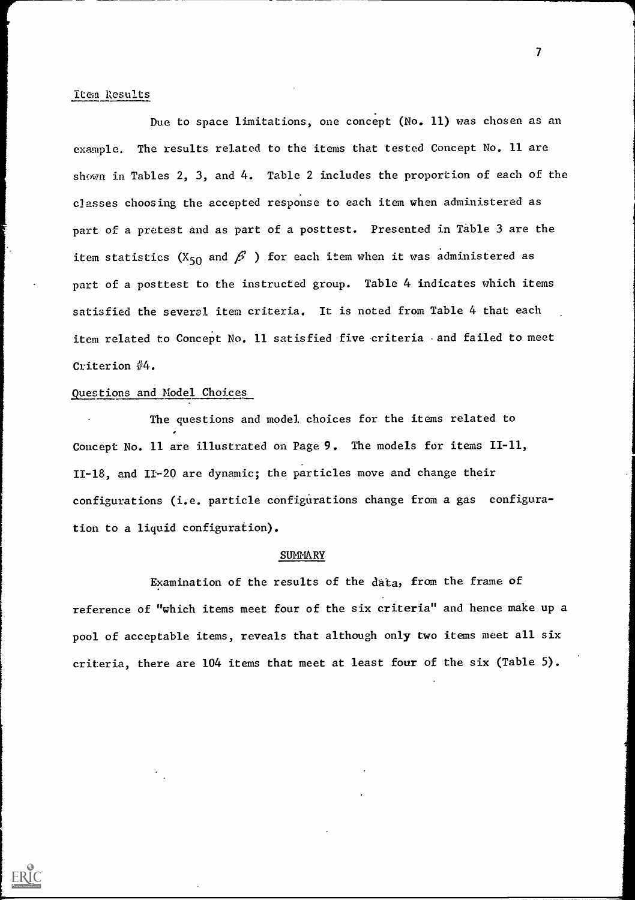## Item Results

Due to space limitations, one concept (No. 11) was chosen as an example. The results related to the items that tested Concept No. 11 are shown in Tables 2, 3, and 4. Table 2 includes the proportion of each of the classes choosing the accepted response to each item when administered as part of a pretest and as part of a posttest. Presented in Table 3 are the item statistics ($X_{50}$ and $\beta$ ) for each item when it was administered as part of a posttest to the instructed group. Table 4 indicates which items satisfied the several item criteria. It is noted from Table 4 that each item related to Concept No. 11 satisfied five criteria and failed to meet Criterion #4.

## Questions and Model Choices

The questions and model choices for the items related to Concept No. 11 are illustrated on Page 9. The models for items II-11, II-18, and II-20 are dynamic; the particles move and change their configurations (i.e. particle configurations change from a gas configuration to a liquid configuration).

## SUMMARY

Examination of the results of the data, from the frame of reference of "which items meet four of the six criteria" and hence make up a pool of acceptable items, reveals that although only two items meet all six criteria, there are 104 items that meet at least four of the six (Table 5).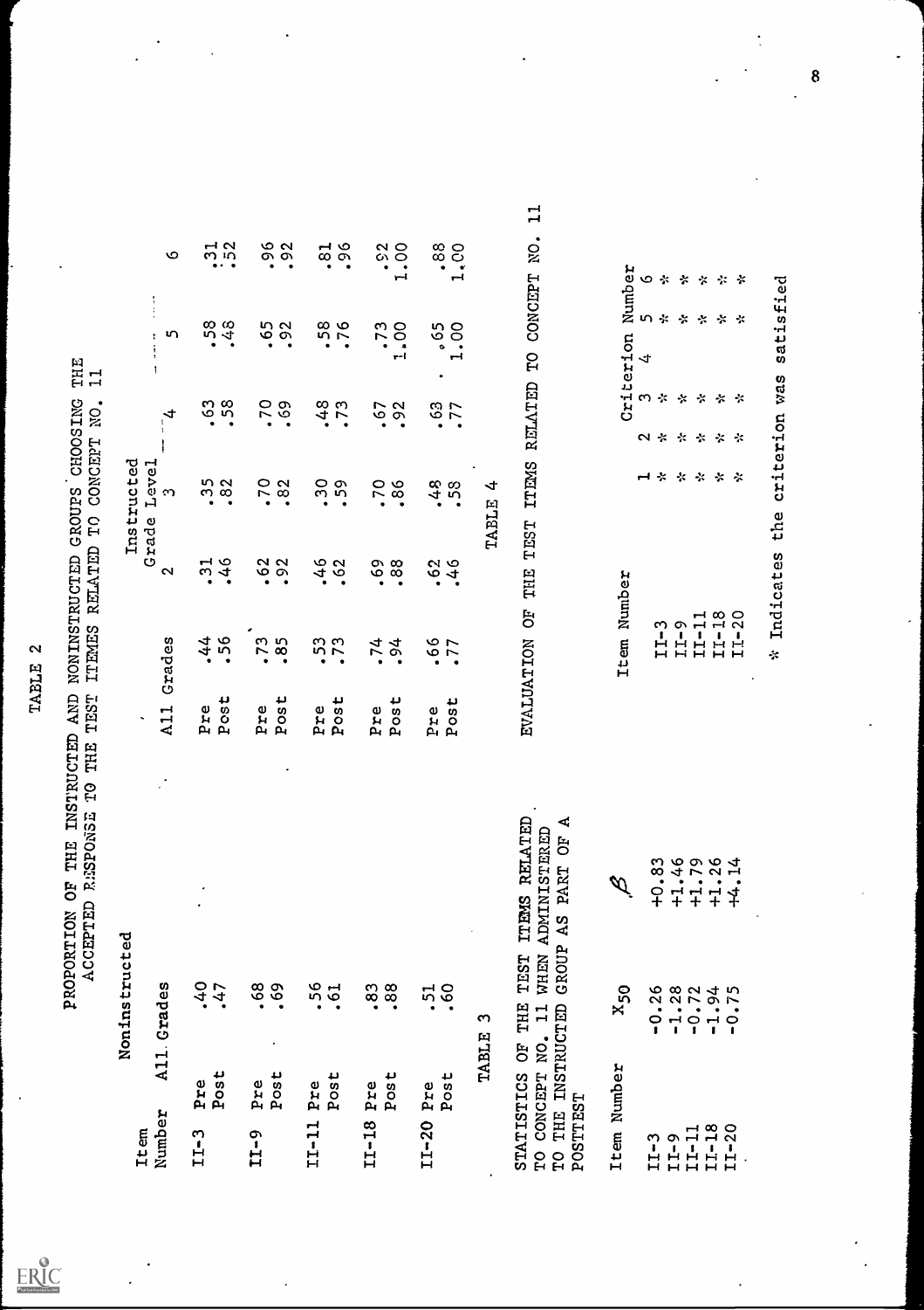TABLE 2

PROPORTION OF THE INSTRUCTED AND NONINSTRUCTED GROUPS CHOOSING THE ACCEPTED RESPONSE TO THE TEST ITEMES RELATED TO CONCEPT NO. 11

| Item Number | | Noninstructed All Grades | Instructed All Grades | Grade Level 2 | 3 | 4 | 5 | 6 |
|---|---|---|---|---|---|---|---|---|
| II-3 | Pre | .40 | .44 | .31 | .35 | .63 | .58 | .31 |
| | Post | .47 | .56 | .46 | .82 | .58 | .48 | .52 |
| II-9 | Pre | .68 | .73 | .62 | .70 | .70 | .65 | .96 |
| | Post | .69 | .85 | .92 | .82 | .69 | .92 | .92 |
| II-11 | Pre | .56 | .53 | .46 | .30 | .48 | .58 | .81 |
| | Post | .61 | .73 | .62 | .59 | .73 | .76 | .96 |
| II-18 | Pre | .83 | .74 | .69 | .70 | .67 | .73 | .92 |
| | Post | .88 | .94 | .88 | .86 | .92 | 1.00 | 1.00 |
| II-20 | Pre | .51 | .66 | .62 | .48 | .63 | .65 | .88 |
| | Post | .60 | .77 | .46 | .58 | .77 | 1.00 | 1.00 |

TABLE 3

STATISTICS OF THE TEST ITEMS RELATED TO CONCEPT NO. 11 WHEN ADMINISTERED TO THE INSTRUCTED GROUP AS PART OF A POSTTEST

| Item Number | $X_{50}$ | $\beta$ |
|---|---|---|
| II-3 | -0.26 | +0.83 |
| II-9 | -1.28 | +1.46 |
| II-11 | -0.72 | +1.79 |
| II-18 | -1.94 | +1.26 |
| II-20 | -0.75 | +4.14 |

TABLE 4

EVALUATION OF THE TEST ITEMS RELATED TO CONCEPT NO. 11

| Item Number | Criterion Number 1 | 2 | 3 | 4 | 5 | 6 |
|---|---|---|---|---|---|---|
| II-3 | * | * | * | | * | * |
| II-9 | * | * | * | | * | * |
| II-11 | * | * | * | | * | * |
| II-18 | * | * | * | | * | * |
| II-20 | * | * | * | | * | * |

\* Indicates the criterion was satisfied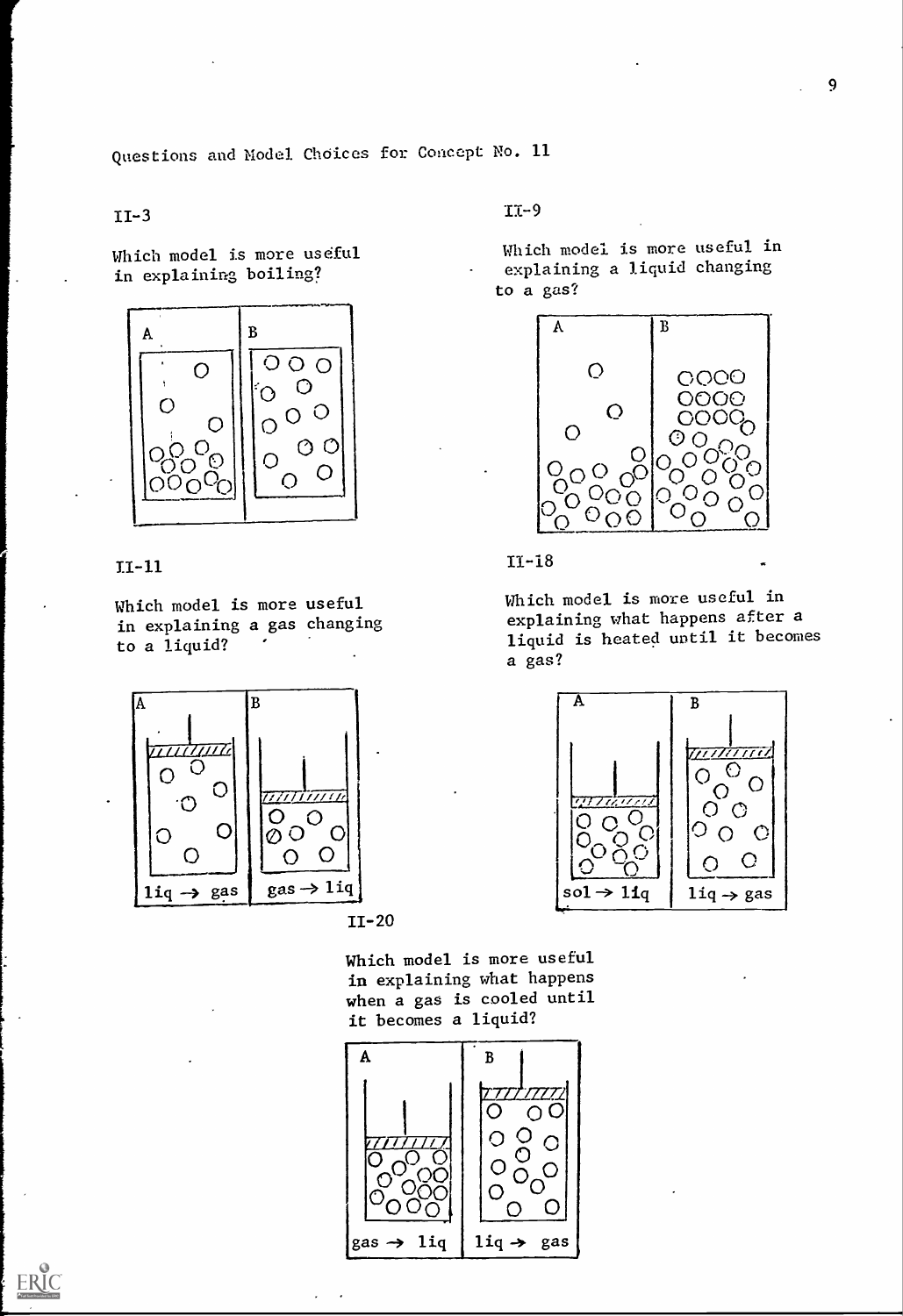Questions and Model Choices for Concept No. 11

II-3

Which model is more useful in explaining boiling?

A | B

II-9

Which model is more useful in explaining a liquid changing to a gas?

A | B

II-11

Which model is more useful in explaining a gas changing to a liquid?

A | B

liq → gas | gas → liq

II-18

Which model is more useful in explaining what happens after a liquid is heated until it becomes a gas?

A | B

sol → liq | liq → gas

II-20

Which model is more useful in explaining what happens when a gas is cooled until it becomes a liquid?

A | B

gas → liq | liq → gas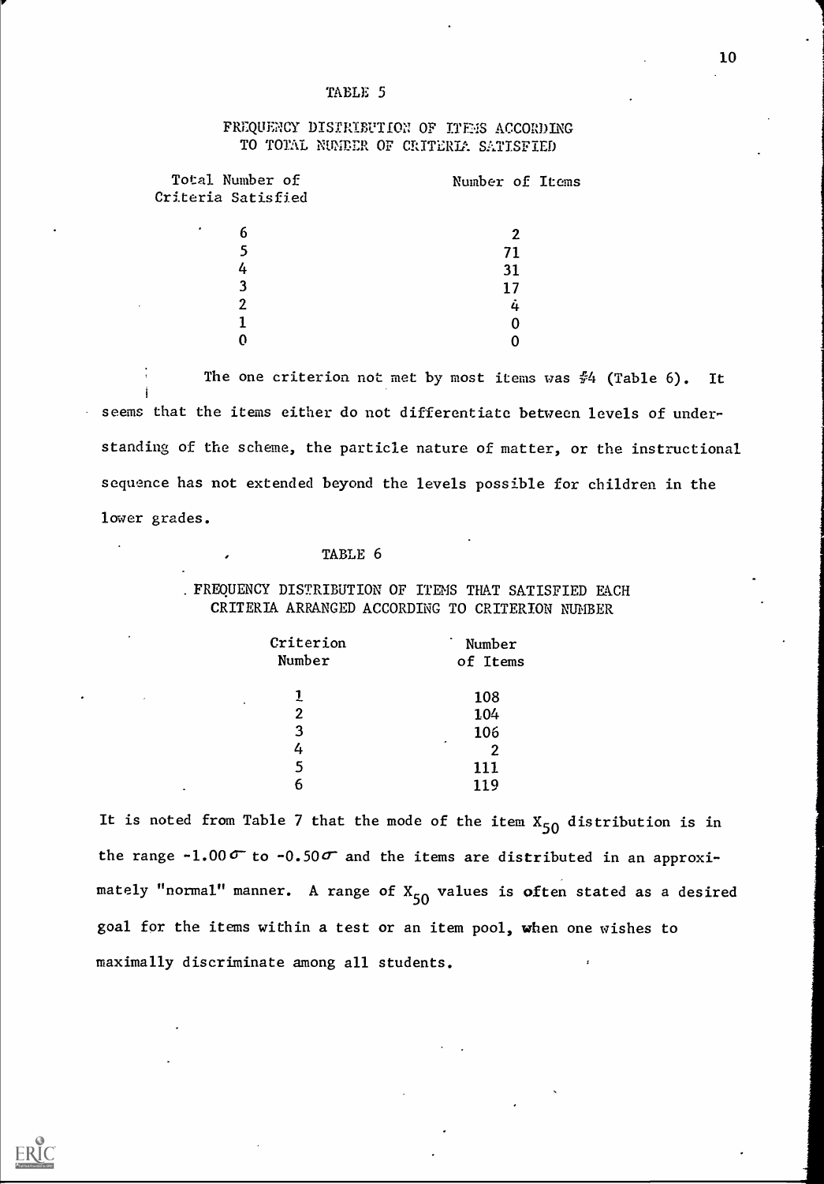TABLE 5

FREQUENCY DISTRIBUTION OF ITEMS ACCORDING TO TOTAL NUMBER OF CRITERIA SATISFIED

| Total Number of Criteria Satisfied | Number of Items |
|---|---|
| 6 | 2 |
| 5 | 71 |
| 4 | 31 |
| 3 | 17 |
| 2 | 4 |
| 1 | 0 |
| 0 | 0 |

The one criterion not met by most items was #4 (Table 6). It seems that the items either do not differentiate between levels of understanding of the scheme, the particle nature of matter, or the instructional sequence has not extended beyond the levels possible for children in the lower grades.

TABLE 6

FREQUENCY DISTRIBUTION OF ITEMS THAT SATISFIED EACH CRITERIA ARRANGED ACCORDING TO CRITERION NUMBER

| Criterion Number | Number of Items |
|---|---|
| 1 | 108 |
| 2 | 104 |
| 3 | 106 |
| 4 | 2 |
| 5 | 111 |
| 6 | 119 |

It is noted from Table 7 that the mode of the item $X_{50}$ distribution is in the range $-1.00\sigma$ to $-0.50\sigma$ and the items are distributed in an approximately "normal" manner. A range of $X_{50}$ values is often stated as a desired goal for the items within a test or an item pool, when one wishes to maximally discriminate among all students.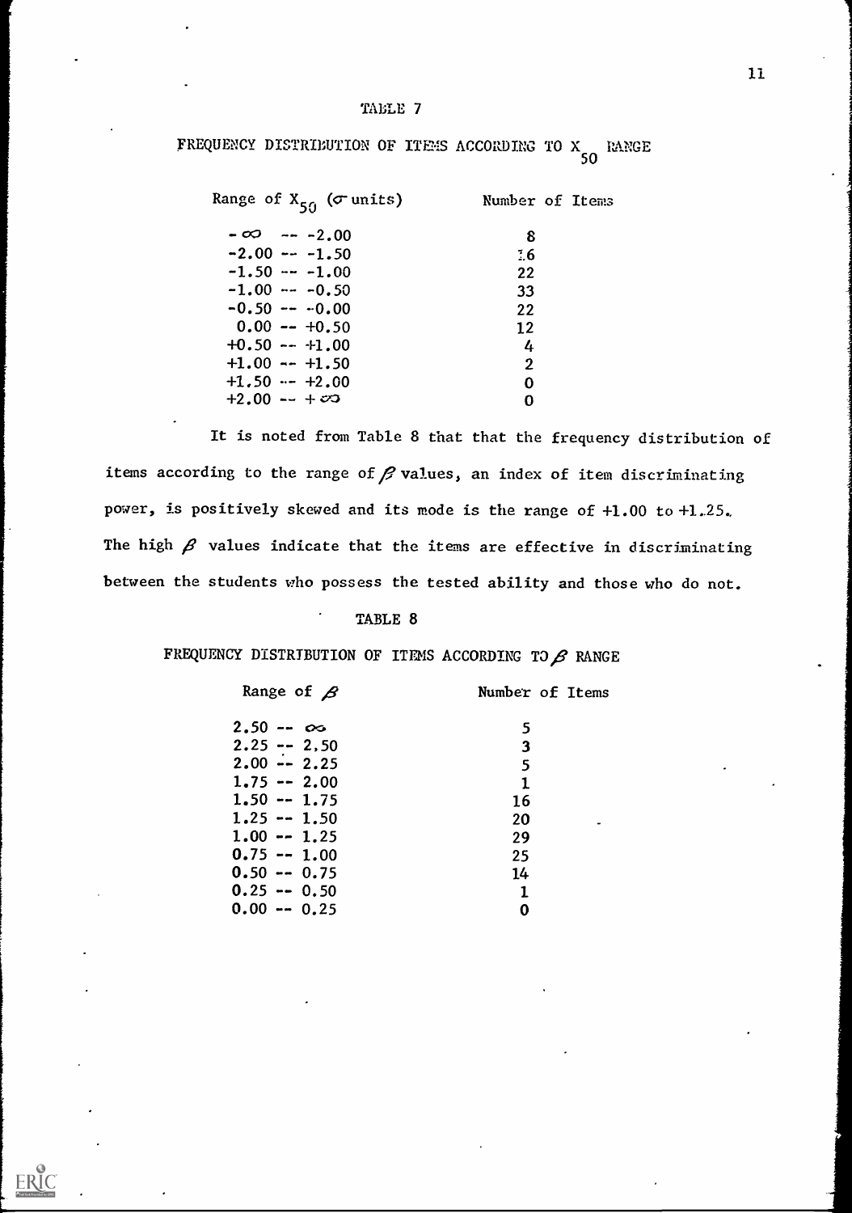TABLE 7

FREQUENCY DISTRIBUTION OF ITEMS ACCORDING TO $X_{50}$ RANGE

| Range of $X_{50}$ ($\sigma$ units) | Number of Items |
|---|---|
| $-\infty$ -- $-2.00$ | 8 |
| $-2.00$ -- $-1.50$ | 16 |
| $-1.50$ -- $-1.00$ | 22 |
| $-1.00$ -- $-0.50$ | 33 |
| $-0.50$ -- $-0.00$ | 22 |
| $0.00$ -- $+0.50$ | 12 |
| $+0.50$ -- $+1.00$ | 4 |
| $+1.00$ -- $+1.50$ | 2 |
| $+1.50$ -- $+2.00$ | 0 |
| $+2.00$ -- $+\infty$ | 0 |

It is noted from Table 8 that that the frequency distribution of items according to the range of $\beta$ values, an index of item discriminating power, is positively skewed and its mode is the range of +1.00 to +1.25. The high $\beta$ values indicate that the items are effective in discriminating between the students who possess the tested ability and those who do not.

TABLE 8

FREQUENCY DISTRIBUTION OF ITEMS ACCORDING TO $\beta$ RANGE

| Range of $\beta$ | Number of Items |
|---|---|
| 2.50 -- $\infty$ | 5 |
| 2.25 -- 2.50 | 3 |
| 2.00 -- 2.25 | 5 |
| 1.75 -- 2.00 | 1 |
| 1.50 -- 1.75 | 16 |
| 1.25 -- 1.50 | 20 |
| 1.00 -- 1.25 | 29 |
| 0.75 -- 1.00 | 25 |
| 0.50 -- 0.75 | 14 |
| 0.25 -- 0.50 | 1 |
| 0.00 -- 0.25 | 0 |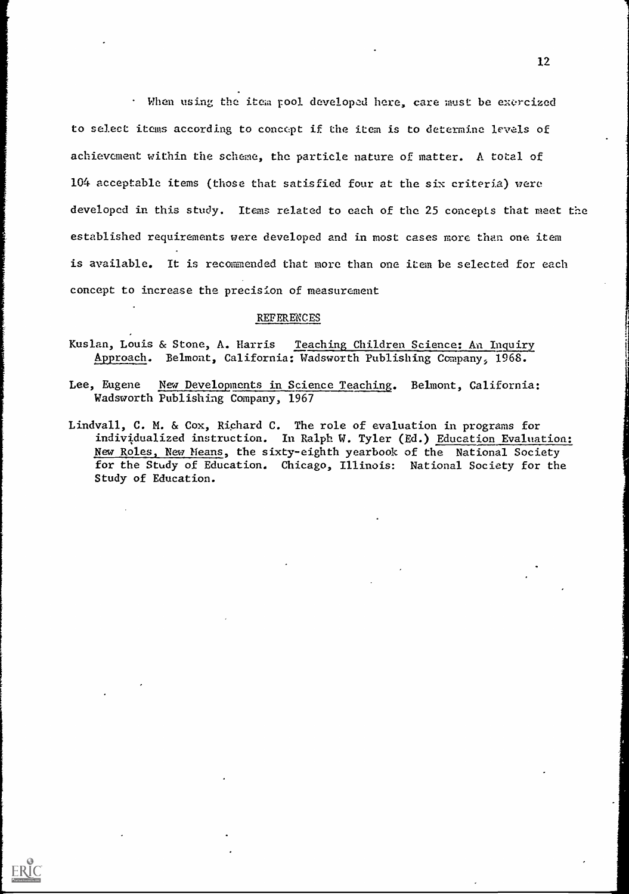When using the item pool developed here, care must be exercized to select items according to concept if the item is to determine levels of achievement within the scheme, the particle nature of matter. A total of 104 acceptable items (those that satisfied four at the six criteria) were developed in this study. Items related to each of the 25 concepts that meet the established requirements were developed and in most cases more than one item is available. It is recommended that more than one item be selected for each concept to increase the precision of measurement

## REFERENCES

Kuslan, Louis & Stone, A. Harris Teaching Children Science: An Inquiry Approach. Belmont, California: Wadsworth Publishing Company, 1968.

Lee, Eugene New Developments in Science Teaching. Belmont, California: Wadsworth Publishing Company, 1967

Lindvall, C. M. & Cox, Richard C. The role of evaluation in programs for individualized instruction. In Ralph W. Tyler (Ed.) Education Evaluation: New Roles, New Means, the sixty-eighth yearbook of the National Society for the Study of Education. Chicago, Illinois: National Society for the Study of Education.